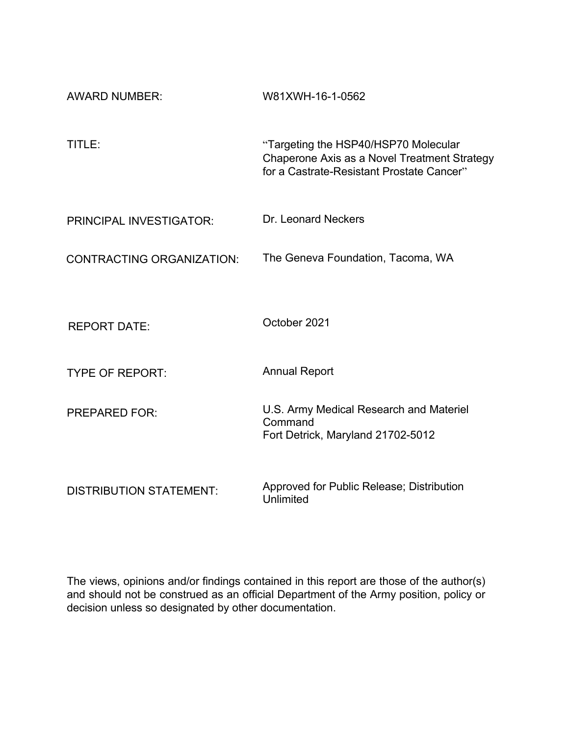AWARD NUMBER: W81XWH-16-1-0562

TITLE: "Targeting the HSP40/HSP70 Molecular Chaperone Axis as a Novel Treatment Strategy for a Castrate-Resistant Prostate Cancer"

PRINCIPAL INVESTIGATOR: Dr. Leonard Neckers

CONTRACTING ORGANIZATION: The Geneva Foundation, Tacoma, WA

REPORT DATE: October 2021

TYPE OF REPORT: Annual Report

PREPARED FOR: U.S. Army Medical Research and Materiel Command
Fort Detrick, Maryland 21702-5012

DISTRIBUTION STATEMENT: Approved for Public Release; Distribution Unlimited

The views, opinions and/or findings contained in this report are those of the author(s) and should not be construed as an official Department of the Army position, policy or decision unless so designated by other documentation.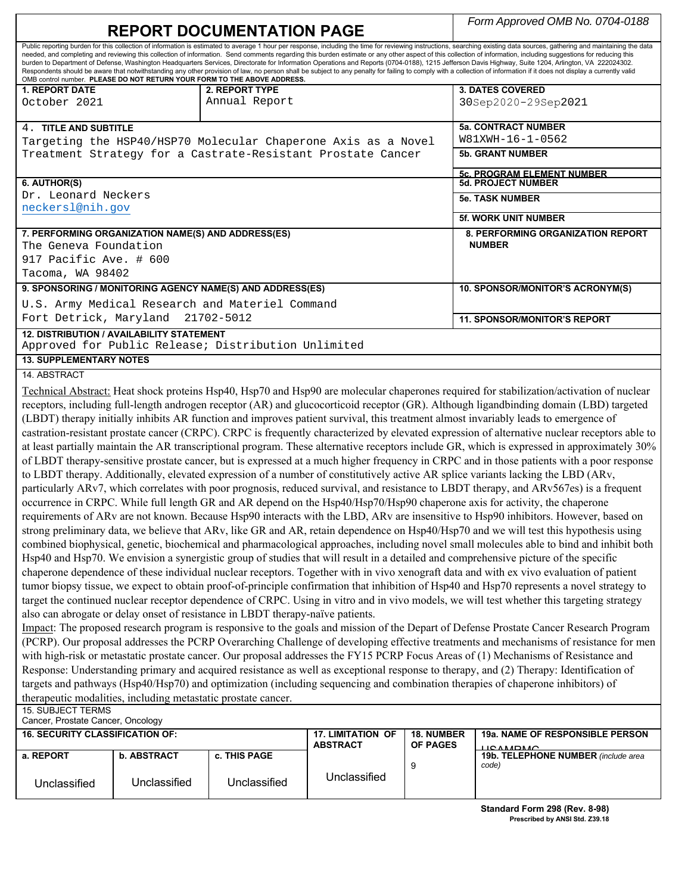# REPORT DOCUMENTATION PAGE

*Form Approved OMB No. 0704-0188*

Public reporting burden for this collection of information is estimated to average 1 hour per response, including the time for reviewing instructions, searching existing data sources, gathering and maintaining the data needed, and completing and reviewing this collection of information. Send comments regarding this burden estimate or any other aspect of this collection of information, including suggestions for reducing this burden to Department of Defense, Washington Headquarters Services, Directorate for Information Operations and Reports (0704-0188), 1215 Jefferson Davis Highway, Suite 1204, Arlington, VA 222024302. Respondents should be aware that notwithstanding any other provision of law, no person shall be subject to any penalty for failing to comply with a collection of information if it does not display a currently valid OMB control number. **PLEASE DO NOT RETURN YOUR FORM TO THE ABOVE ADDRESS.**

| **1. REPORT DATE** | **2. REPORT TYPE** | **3. DATES COVERED** |
|---|---|---|
| October 2021 | Annual Report | 30Sep2020-29Sep2021 |

**4. TITLE AND SUBTITLE**
Targeting the HSP40/HSP70 Molecular Chaperone Axis as a Novel Treatment Strategy for a Castrate-Resistant Prostate Cancer

**5a. CONTRACT NUMBER** W81XWH-16-1-0562

**5b. GRANT NUMBER**

**5c. PROGRAM ELEMENT NUMBER**

**6. AUTHOR(S)**
Dr. Leonard Neckers
neckersl@nih.gov

**5d. PROJECT NUMBER**

**5e. TASK NUMBER**

**5f. WORK UNIT NUMBER**

**7. PERFORMING ORGANIZATION NAME(S) AND ADDRESS(ES)**
The Geneva Foundation
917 Pacific Ave. # 600
Tacoma, WA 98402

**8. PERFORMING ORGANIZATION REPORT NUMBER**

**9. SPONSORING / MONITORING AGENCY NAME(S) AND ADDRESS(ES)**
U.S. Army Medical Research and Materiel Command
Fort Detrick, Maryland 21702-5012

**10. SPONSOR/MONITOR'S ACRONYM(S)**

**11. SPONSOR/MONITOR'S REPORT**

**12. DISTRIBUTION / AVAILABILITY STATEMENT**
Approved for Public Release; Distribution Unlimited

**13. SUPPLEMENTARY NOTES**

**14. ABSTRACT**

Technical Abstract: Heat shock proteins Hsp40, Hsp70 and Hsp90 are molecular chaperones required for stabilization/activation of nuclear receptors, including full-length androgen receptor (AR) and glucocorticoid receptor (GR). Although ligandbinding domain (LBD) targeted (LBDT) therapy initially inhibits AR function and improves patient survival, this treatment almost invariably leads to emergence of castration-resistant prostate cancer (CRPC). CRPC is frequently characterized by elevated expression of alternative nuclear receptors able to at least partially maintain the AR transcriptional program. These alternative receptors include GR, which is expressed in approximately 30% of LBDT therapy-sensitive prostate cancer, but is expressed at a much higher frequency in CRPC and in those patients with a poor response to LBDT therapy. Additionally, elevated expression of a number of constitutively active AR splice variants lacking the LBD (ARv, particularly ARv7, which correlates with poor prognosis, reduced survival, and resistance to LBDT therapy, and ARv567es) is a frequent occurrence in CRPC. While full length GR and AR depend on the Hsp40/Hsp70/Hsp90 chaperone axis for activity, the chaperone requirements of ARv are not known. Because Hsp90 interacts with the LBD, ARv are insensitive to Hsp90 inhibitors. However, based on strong preliminary data, we believe that ARv, like GR and AR, retain dependence on Hsp40/Hsp70 and we will test this hypothesis using combined biophysical, genetic, biochemical and pharmacological approaches, including novel small molecules able to bind and inhibit both Hsp40 and Hsp70. We envision a synergistic group of studies that will result in a detailed and comprehensive picture of the specific chaperone dependence of these individual nuclear receptors. Together with in vivo xenograft data and with ex vivo evaluation of patient tumor biopsy tissue, we expect to obtain proof-of-principle confirmation that inhibition of Hsp40 and Hsp70 represents a novel strategy to target the continued nuclear receptor dependence of CRPC. Using in vitro and in vivo models, we will test whether this targeting strategy also can abrogate or delay onset of resistance in LBDT therapy-naïve patients.

Impact: The proposed research program is responsive to the goals and mission of the Depart of Defense Prostate Cancer Research Program (PCRP). Our proposal addresses the PCRP Overarching Challenge of developing effective treatments and mechanisms of resistance for men with high-risk or metastatic prostate cancer. Our proposal addresses the FY15 PCRP Focus Areas of (1) Mechanisms of Resistance and Response: Understanding primary and acquired resistance as well as exceptional response to therapy, and (2) Therapy: Identification of targets and pathways (Hsp40/Hsp70) and optimization (including sequencing and combination therapies of chaperone inhibitors) of therapeutic modalities, including metastatic prostate cancer.

**15. SUBJECT TERMS**
Cancer, Prostate Cancer, Oncology

| **16. SECURITY CLASSIFICATION OF:** | | | **17. LIMITATION OF ABSTRACT** | **18. NUMBER OF PAGES** | **19a. NAME OF RESPONSIBLE PERSON** USAMRMC |
|---|---|---|---|---|---|
| **a. REPORT** | **b. ABSTRACT** | **c. THIS PAGE** | | | **19b. TELEPHONE NUMBER** *(include area code)* |
| Unclassified | Unclassified | Unclassified | Unclassified | 9 | |

**Standard Form 298 (Rev. 8-98)**
**Prescribed by ANSI Std. Z39.18**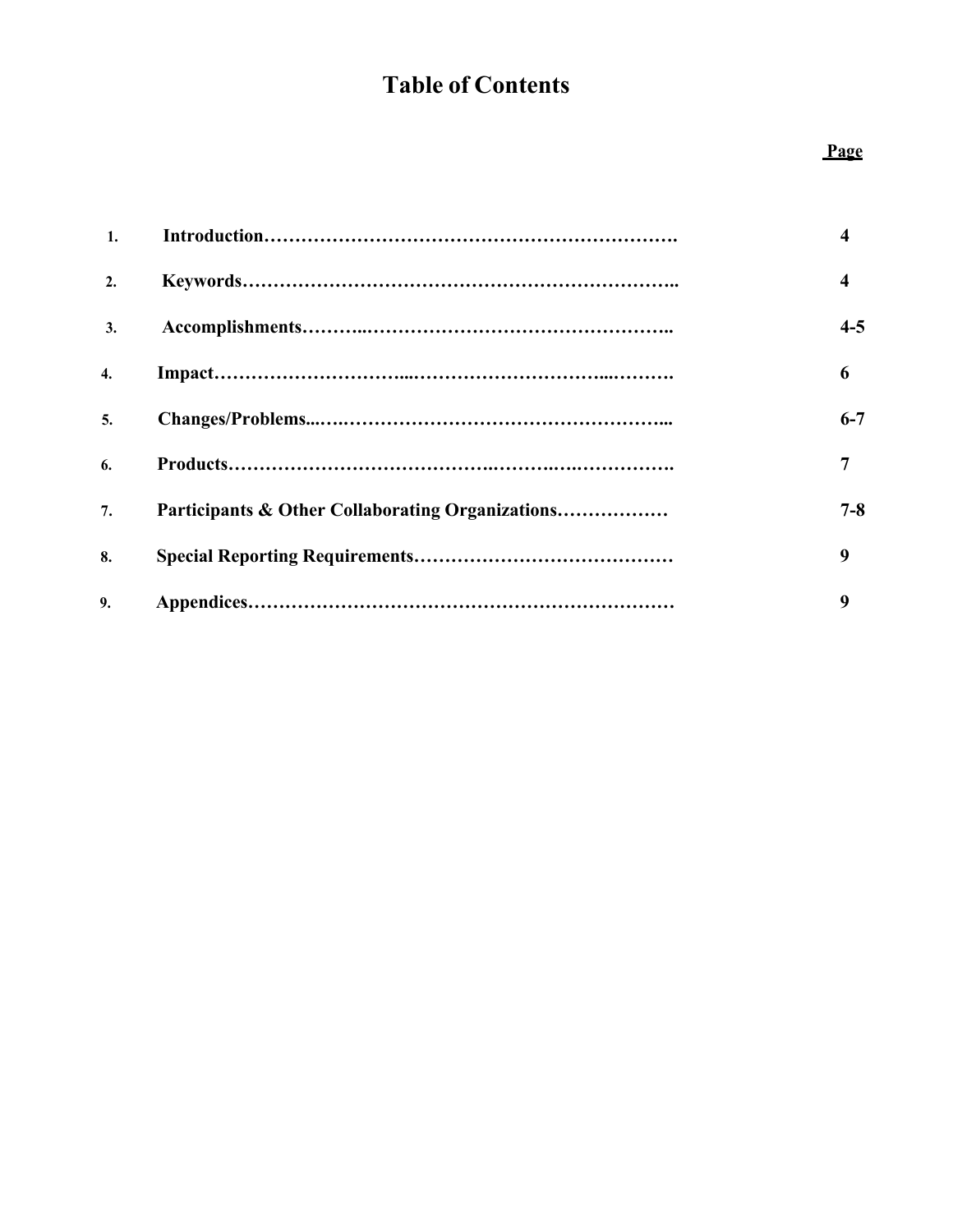# Table of Contents

| | | Page |
|---|---|---|
| 1. | Introduction………………………………………………………… | 4 |
| 2. | Keywords………………………………………………………….. | 4 |
| 3. | Accomplishments………..………………………………………….. | 4-5 |
| 4. | Impact………………………...………………………...………. | 6 |
| 5. | Changes/Problems...….…………………………………………... | 6-7 |
| 6. | Products………………………………….……….….……………. | 7 |
| 7. | Participants & Other Collaborating Organizations……………… | 7-8 |
| 8. | Special Reporting Requirements…………………………………… | 9 |
| 9. | Appendices………………………………………………………… | 9 |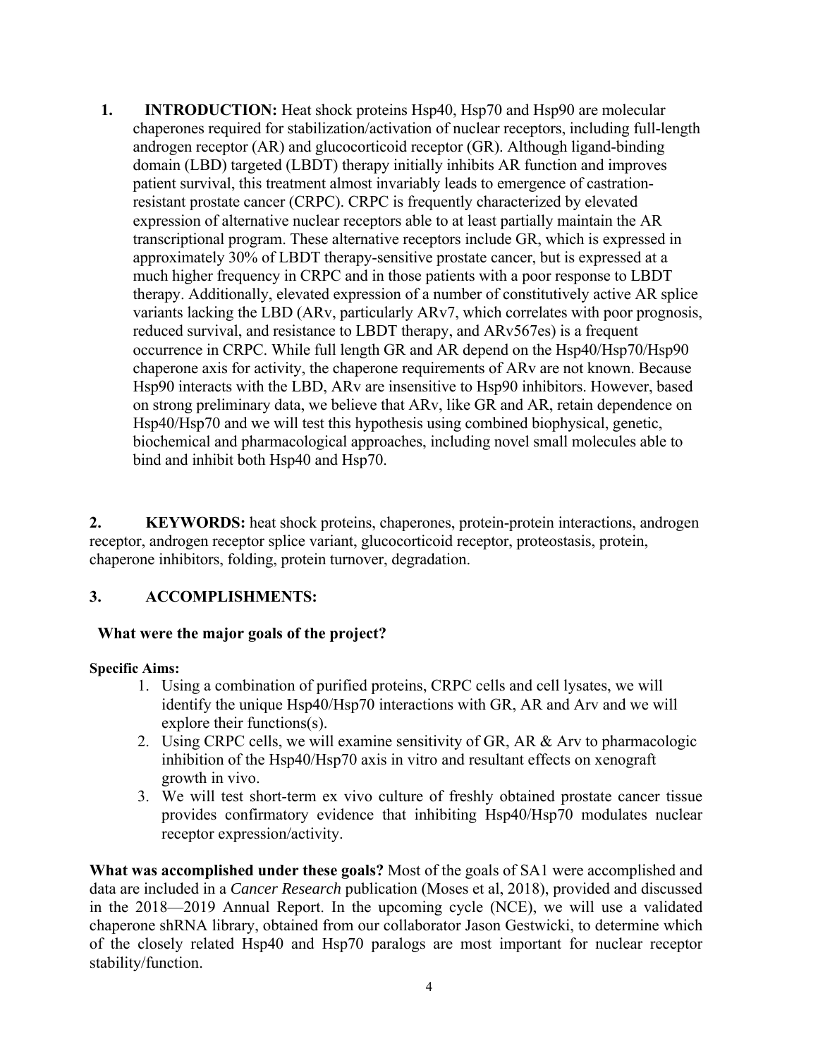1. **INTRODUCTION:** Heat shock proteins Hsp40, Hsp70 and Hsp90 are molecular chaperones required for stabilization/activation of nuclear receptors, including full-length androgen receptor (AR) and glucocorticoid receptor (GR). Although ligand-binding domain (LBD) targeted (LBDT) therapy initially inhibits AR function and improves patient survival, this treatment almost invariably leads to emergence of castration-resistant prostate cancer (CRPC). CRPC is frequently characterized by elevated expression of alternative nuclear receptors able to at least partially maintain the AR transcriptional program. These alternative receptors include GR, which is expressed in approximately 30% of LBDT therapy-sensitive prostate cancer, but is expressed at a much higher frequency in CRPC and in those patients with a poor response to LBDT therapy. Additionally, elevated expression of a number of constitutively active AR splice variants lacking the LBD (ARv, particularly ARv7, which correlates with poor prognosis, reduced survival, and resistance to LBDT therapy, and ARv567es) is a frequent occurrence in CRPC. While full length GR and AR depend on the Hsp40/Hsp70/Hsp90 chaperone axis for activity, the chaperone requirements of ARv are not known. Because Hsp90 interacts with the LBD, ARv are insensitive to Hsp90 inhibitors. However, based on strong preliminary data, we believe that ARv, like GR and AR, retain dependence on Hsp40/Hsp70 and we will test this hypothesis using combined biophysical, genetic, biochemical and pharmacological approaches, including novel small molecules able to bind and inhibit both Hsp40 and Hsp70.

**2. KEYWORDS:** heat shock proteins, chaperones, protein-protein interactions, androgen receptor, androgen receptor splice variant, glucocorticoid receptor, proteostasis, protein, chaperone inhibitors, folding, protein turnover, degradation.

## 3. ACCOMPLISHMENTS:

### What were the major goals of the project?

**Specific Aims:**

1. Using a combination of purified proteins, CRPC cells and cell lysates, we will identify the unique Hsp40/Hsp70 interactions with GR, AR and Arv and we will explore their functions(s).
2. Using CRPC cells, we will examine sensitivity of GR, AR & Arv to pharmacologic inhibition of the Hsp40/Hsp70 axis in vitro and resultant effects on xenograft growth in vivo.
3. We will test short-term ex vivo culture of freshly obtained prostate cancer tissue provides confirmatory evidence that inhibiting Hsp40/Hsp70 modulates nuclear receptor expression/activity.

**What was accomplished under these goals?** Most of the goals of SA1 were accomplished and data are included in a *Cancer Research* publication (Moses et al, 2018), provided and discussed in the 2018—2019 Annual Report. In the upcoming cycle (NCE), we will use a validated chaperone shRNA library, obtained from our collaborator Jason Gestwicki, to determine which of the closely related Hsp40 and Hsp70 paralogs are most important for nuclear receptor stability/function.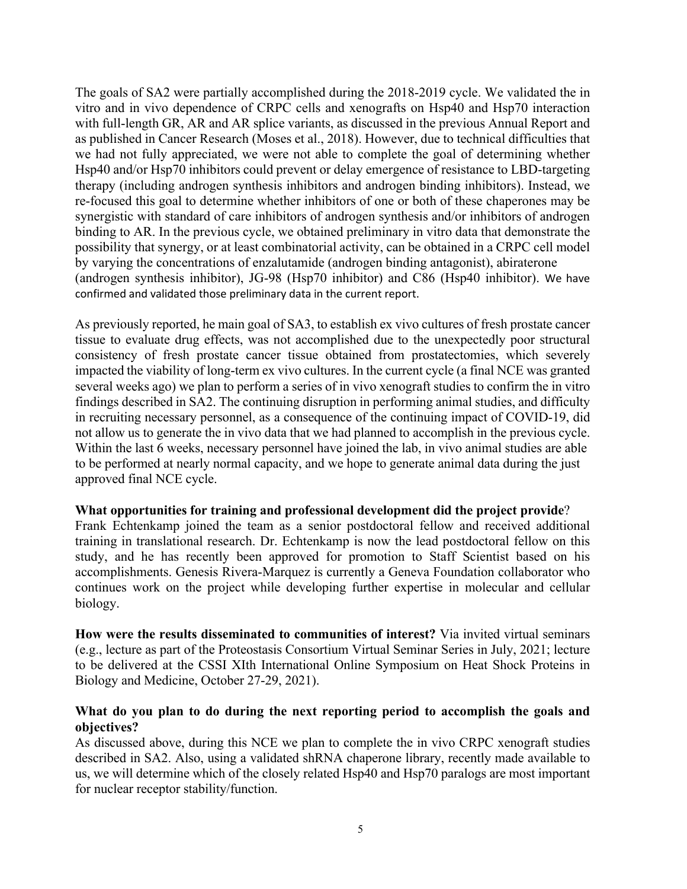The goals of SA2 were partially accomplished during the 2018-2019 cycle. We validated the in vitro and in vivo dependence of CRPC cells and xenografts on Hsp40 and Hsp70 interaction with full-length GR, AR and AR splice variants, as discussed in the previous Annual Report and as published in Cancer Research (Moses et al., 2018). However, due to technical difficulties that we had not fully appreciated, we were not able to complete the goal of determining whether Hsp40 and/or Hsp70 inhibitors could prevent or delay emergence of resistance to LBD-targeting therapy (including androgen synthesis inhibitors and androgen binding inhibitors). Instead, we re-focused this goal to determine whether inhibitors of one or both of these chaperones may be synergistic with standard of care inhibitors of androgen synthesis and/or inhibitors of androgen binding to AR. In the previous cycle, we obtained preliminary in vitro data that demonstrate the possibility that synergy, or at least combinatorial activity, can be obtained in a CRPC cell model by varying the concentrations of enzalutamide (androgen binding antagonist), abiraterone (androgen synthesis inhibitor), JG-98 (Hsp70 inhibitor) and C86 (Hsp40 inhibitor). We have confirmed and validated those preliminary data in the current report.

As previously reported, he main goal of SA3, to establish ex vivo cultures of fresh prostate cancer tissue to evaluate drug effects, was not accomplished due to the unexpectedly poor structural consistency of fresh prostate cancer tissue obtained from prostatectomies, which severely impacted the viability of long-term ex vivo cultures. In the current cycle (a final NCE was granted several weeks ago) we plan to perform a series of in vivo xenograft studies to confirm the in vitro findings described in SA2. The continuing disruption in performing animal studies, and difficulty in recruiting necessary personnel, as a consequence of the continuing impact of COVID-19, did not allow us to generate the in vivo data that we had planned to accomplish in the previous cycle. Within the last 6 weeks, necessary personnel have joined the lab, in vivo animal studies are able to be performed at nearly normal capacity, and we hope to generate animal data during the just approved final NCE cycle.

**What opportunities for training and professional development did the project provide**?
Frank Echtenkamp joined the team as a senior postdoctoral fellow and received additional training in translational research. Dr. Echtenkamp is now the lead postdoctoral fellow on this study, and he has recently been approved for promotion to Staff Scientist based on his accomplishments. Genesis Rivera-Marquez is currently a Geneva Foundation collaborator who continues work on the project while developing further expertise in molecular and cellular biology.

**How were the results disseminated to communities of interest?** Via invited virtual seminars (e.g., lecture as part of the Proteostasis Consortium Virtual Seminar Series in July, 2021; lecture to be delivered at the CSSI XIth International Online Symposium on Heat Shock Proteins in Biology and Medicine, October 27-29, 2021).

**What do you plan to do during the next reporting period to accomplish the goals and objectives?**
As discussed above, during this NCE we plan to complete the in vivo CRPC xenograft studies described in SA2. Also, using a validated shRNA chaperone library, recently made available to us, we will determine which of the closely related Hsp40 and Hsp70 paralogs are most important for nuclear receptor stability/function.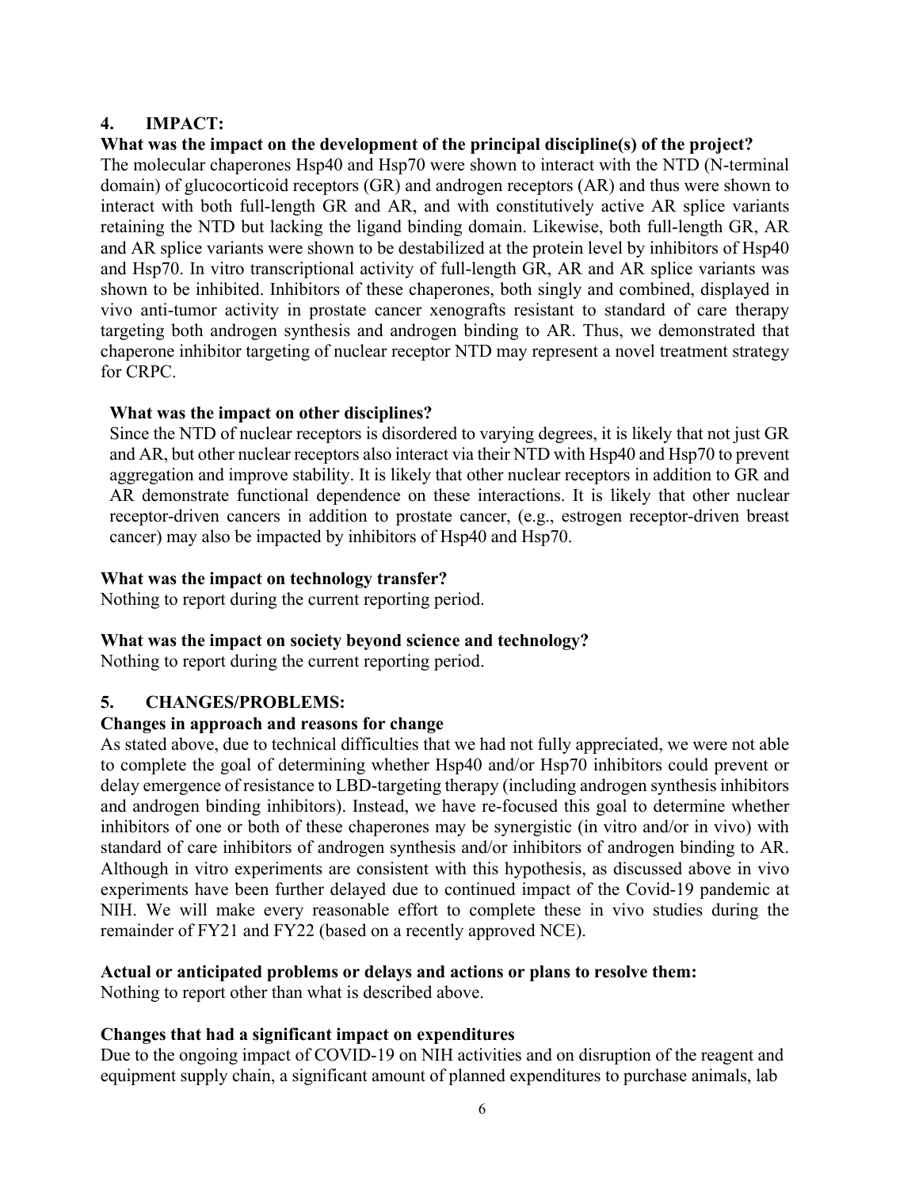## 4. IMPACT:

**What was the impact on the development of the principal discipline(s) of the project?**

The molecular chaperones Hsp40 and Hsp70 were shown to interact with the NTD (N-terminal domain) of glucocorticoid receptors (GR) and androgen receptors (AR) and thus were shown to interact with both full-length GR and AR, and with constitutively active AR splice variants retaining the NTD but lacking the ligand binding domain. Likewise, both full-length GR, AR and AR splice variants were shown to be destabilized at the protein level by inhibitors of Hsp40 and Hsp70. In vitro transcriptional activity of full-length GR, AR and AR splice variants was shown to be inhibited. Inhibitors of these chaperones, both singly and combined, displayed in vivo anti-tumor activity in prostate cancer xenografts resistant to standard of care therapy targeting both androgen synthesis and androgen binding to AR. Thus, we demonstrated that chaperone inhibitor targeting of nuclear receptor NTD may represent a novel treatment strategy for CRPC.

**What was the impact on other disciplines?**

Since the NTD of nuclear receptors is disordered to varying degrees, it is likely that not just GR and AR, but other nuclear receptors also interact via their NTD with Hsp40 and Hsp70 to prevent aggregation and improve stability. It is likely that other nuclear receptors in addition to GR and AR demonstrate functional dependence on these interactions. It is likely that other nuclear receptor-driven cancers in addition to prostate cancer, (e.g., estrogen receptor-driven breast cancer) may also be impacted by inhibitors of Hsp40 and Hsp70.

**What was the impact on technology transfer?**

Nothing to report during the current reporting period.

**What was the impact on society beyond science and technology?**

Nothing to report during the current reporting period.

## 5. CHANGES/PROBLEMS:

**Changes in approach and reasons for change**

As stated above, due to technical difficulties that we had not fully appreciated, we were not able to complete the goal of determining whether Hsp40 and/or Hsp70 inhibitors could prevent or delay emergence of resistance to LBD-targeting therapy (including androgen synthesis inhibitors and androgen binding inhibitors). Instead, we have re-focused this goal to determine whether inhibitors of one or both of these chaperones may be synergistic (in vitro and/or in vivo) with standard of care inhibitors of androgen synthesis and/or inhibitors of androgen binding to AR. Although in vitro experiments are consistent with this hypothesis, as discussed above in vivo experiments have been further delayed due to continued impact of the Covid-19 pandemic at NIH. We will make every reasonable effort to complete these in vivo studies during the remainder of FY21 and FY22 (based on a recently approved NCE).

**Actual or anticipated problems or delays and actions or plans to resolve them:**

Nothing to report other than what is described above.

**Changes that had a significant impact on expenditures**

Due to the ongoing impact of COVID-19 on NIH activities and on disruption of the reagent and equipment supply chain, a significant amount of planned expenditures to purchase animals, lab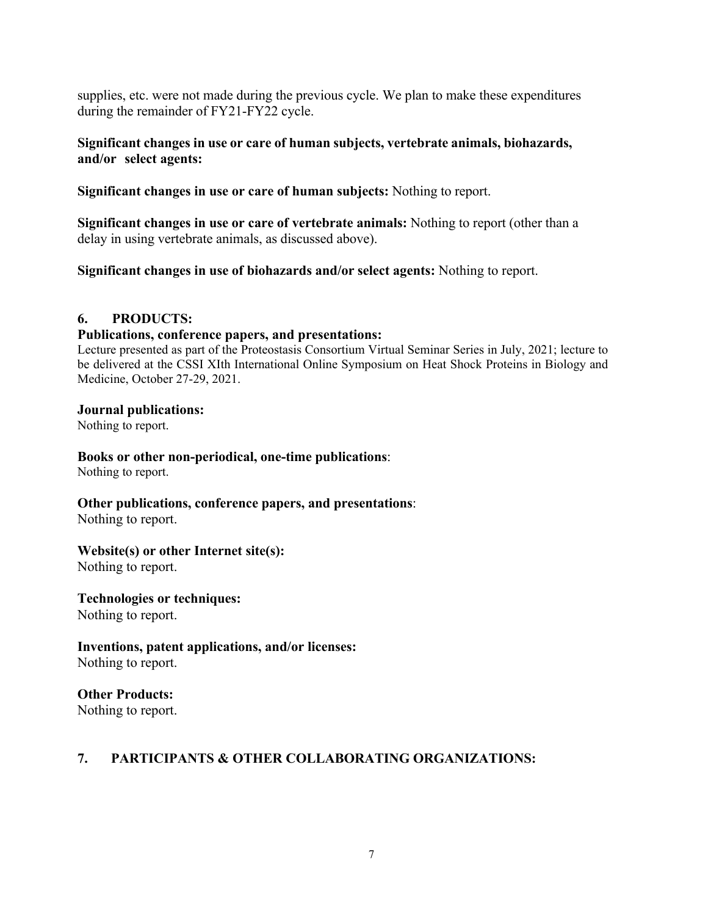supplies, etc. were not made during the previous cycle. We plan to make these expenditures during the remainder of FY21-FY22 cycle.

**Significant changes in use or care of human subjects, vertebrate animals, biohazards, and/or select agents:**

**Significant changes in use or care of human subjects:** Nothing to report.

**Significant changes in use or care of vertebrate animals:** Nothing to report (other than a delay in using vertebrate animals, as discussed above).

**Significant changes in use of biohazards and/or select agents:** Nothing to report.

## 6. PRODUCTS:

**Publications, conference papers, and presentations:**
Lecture presented as part of the Proteostasis Consortium Virtual Seminar Series in July, 2021; lecture to be delivered at the CSSI XIth International Online Symposium on Heat Shock Proteins in Biology and Medicine, October 27-29, 2021.

**Journal publications:**
Nothing to report.

**Books or other non-periodical, one-time publications**:
Nothing to report.

**Other publications, conference papers, and presentations**:
Nothing to report.

**Website(s) or other Internet site(s):**
Nothing to report.

**Technologies or techniques:**
Nothing to report.

**Inventions, patent applications, and/or licenses:**
Nothing to report.

**Other Products:**
Nothing to report.

## 7. PARTICIPANTS & OTHER COLLABORATING ORGANIZATIONS: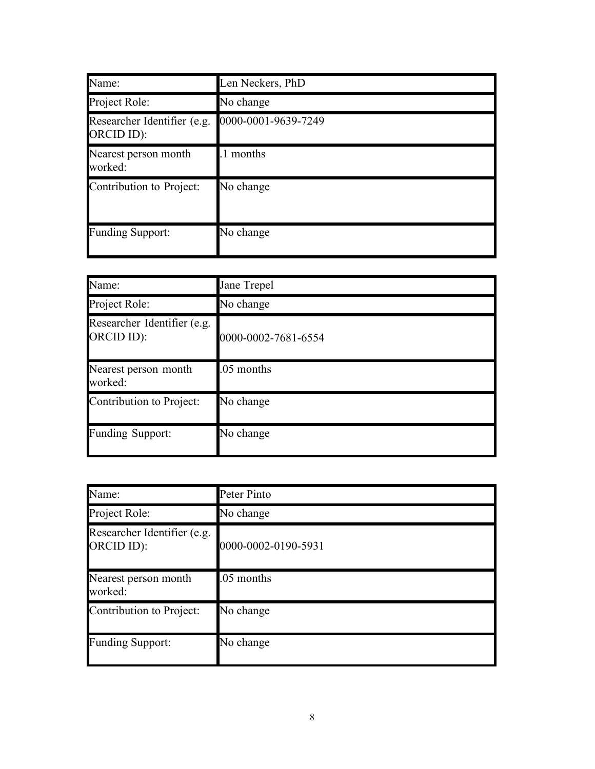| Name: | Len Neckers, PhD |
|---|---|
| Project Role: | No change |
| Researcher Identifier (e.g. ORCID ID): | 0000-0001-9639-7249 |
| Nearest person month worked: | .1 months |
| Contribution to Project: | No change |
| Funding Support: | No change |

| Name: | Jane Trepel |
|---|---|
| Project Role: | No change |
| Researcher Identifier (e.g. ORCID ID): | 0000-0002-7681-6554 |
| Nearest person month worked: | .05 months |
| Contribution to Project: | No change |
| Funding Support: | No change |

| Name: | Peter Pinto |
|---|---|
| Project Role: | No change |
| Researcher Identifier (e.g. ORCID ID): | 0000-0002-0190-5931 |
| Nearest person month worked: | .05 months |
| Contribution to Project: | No change |
| Funding Support: | No change |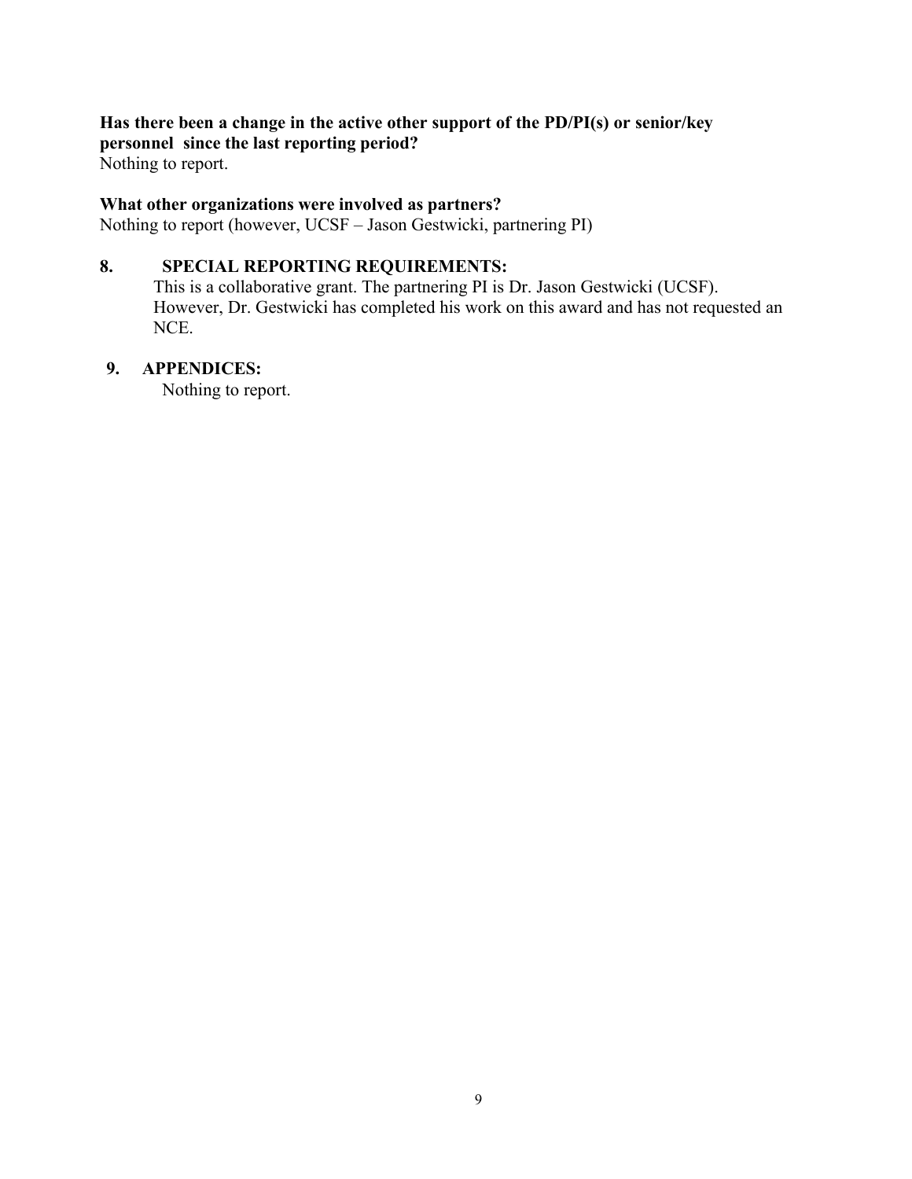**Has there been a change in the active other support of the PD/PI(s) or senior/key personnel since the last reporting period?**

Nothing to report.

**What other organizations were involved as partners?**

Nothing to report (however, UCSF – Jason Gestwicki, partnering PI)

## 8. SPECIAL REPORTING REQUIREMENTS:

This is a collaborative grant. The partnering PI is Dr. Jason Gestwicki (UCSF). However, Dr. Gestwicki has completed his work on this award and has not requested an NCE.

## 9. APPENDICES:

Nothing to report.